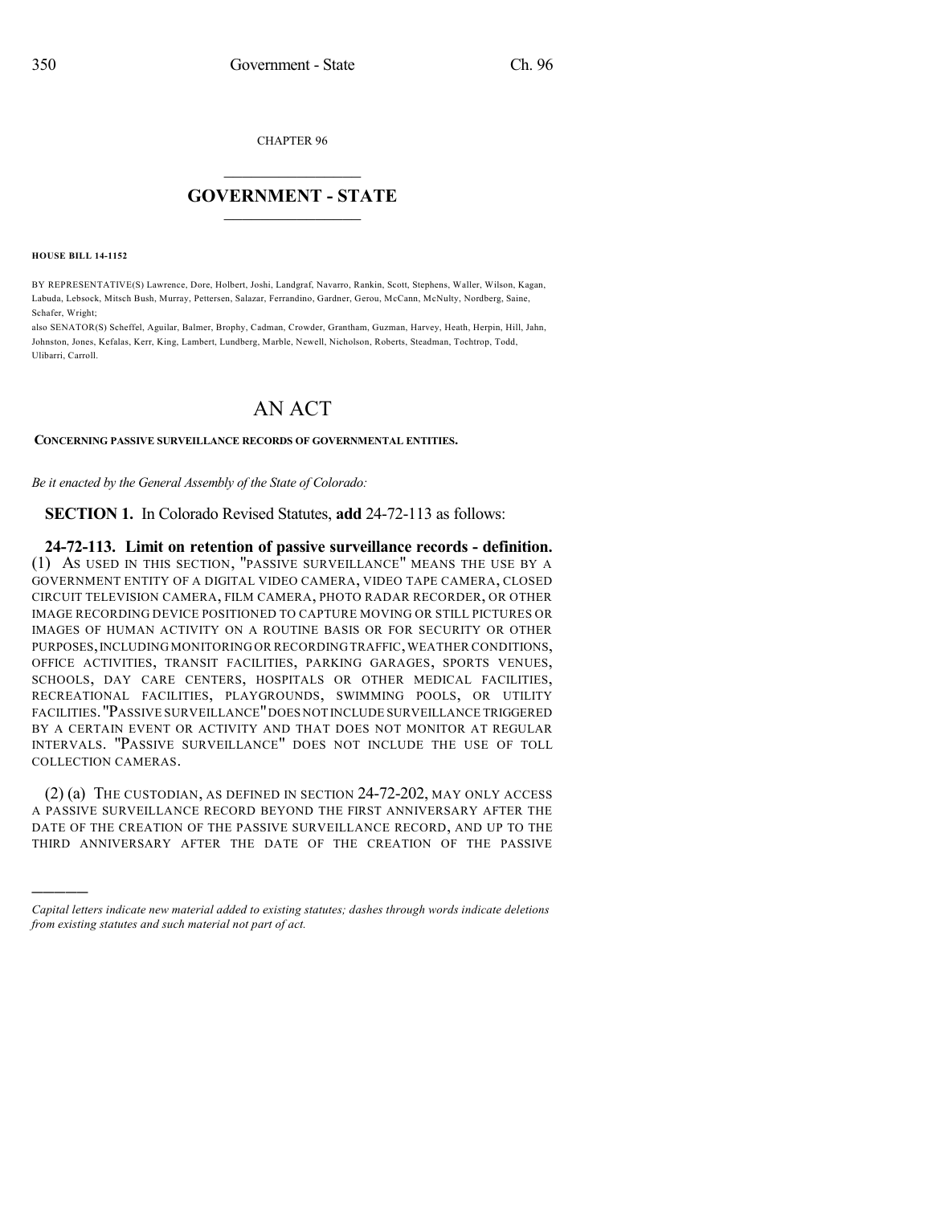CHAPTER 96

# GOVERNMENT - STATE

**HOUSE BILL 14-1152**

BY REPRESENTATIVE(S) Lawrence, Dore, Holbert, Joshi, Landgraf, Navarro, Rankin, Scott, Stephens, Waller, Wilson, Kagan, Labuda, Lebsock, Mitsch Bush, Murray, Pettersen, Salazar, Ferrandino, Gardner, Gerou, McCann, McNulty, Nordberg, Saine, Schafer, Wright;
also SENATOR(S) Scheffel, Aguilar, Balmer, Brophy, Cadman, Crowder, Grantham, Guzman, Harvey, Heath, Herpin, Hill, Jahn, Johnston, Jones, Kefalas, Kerr, King, Lambert, Lundberg, Marble, Newell, Nicholson, Roberts, Steadman, Tochtrop, Todd, Ulibarri, Carroll.

# AN ACT

**CONCERNING PASSIVE SURVEILLANCE RECORDS OF GOVERNMENTAL ENTITIES.**

*Be it enacted by the General Assembly of the State of Colorado:*

**SECTION 1.** In Colorado Revised Statutes, **add** 24-72-113 as follows:

**24-72-113. Limit on retention of passive surveillance records - definition.** (1) AS USED IN THIS SECTION, "PASSIVE SURVEILLANCE" MEANS THE USE BY A GOVERNMENT ENTITY OF A DIGITAL VIDEO CAMERA, VIDEO TAPE CAMERA, CLOSED CIRCUIT TELEVISION CAMERA, FILM CAMERA, PHOTO RADAR RECORDER, OR OTHER IMAGE RECORDING DEVICE POSITIONED TO CAPTURE MOVING OR STILL PICTURES OR IMAGES OF HUMAN ACTIVITY ON A ROUTINE BASIS OR FOR SECURITY OR OTHER PURPOSES, INCLUDING MONITORING OR RECORDING TRAFFIC, WEATHER CONDITIONS, OFFICE ACTIVITIES, TRANSIT FACILITIES, PARKING GARAGES, SPORTS VENUES, SCHOOLS, DAY CARE CENTERS, HOSPITALS OR OTHER MEDICAL FACILITIES, RECREATIONAL FACILITIES, PLAYGROUNDS, SWIMMING POOLS, OR UTILITY FACILITIES. "PASSIVE SURVEILLANCE" DOES NOT INCLUDE SURVEILLANCE TRIGGERED BY A CERTAIN EVENT OR ACTIVITY AND THAT DOES NOT MONITOR AT REGULAR INTERVALS. "PASSIVE SURVEILLANCE" DOES NOT INCLUDE THE USE OF TOLL COLLECTION CAMERAS.

(2) (a) THE CUSTODIAN, AS DEFINED IN SECTION 24-72-202, MAY ONLY ACCESS A PASSIVE SURVEILLANCE RECORD BEYOND THE FIRST ANNIVERSARY AFTER THE DATE OF THE CREATION OF THE PASSIVE SURVEILLANCE RECORD, AND UP TO THE THIRD ANNIVERSARY AFTER THE DATE OF THE CREATION OF THE PASSIVE

*Capital letters indicate new material added to existing statutes; dashes through words indicate deletions from existing statutes and such material not part of act.*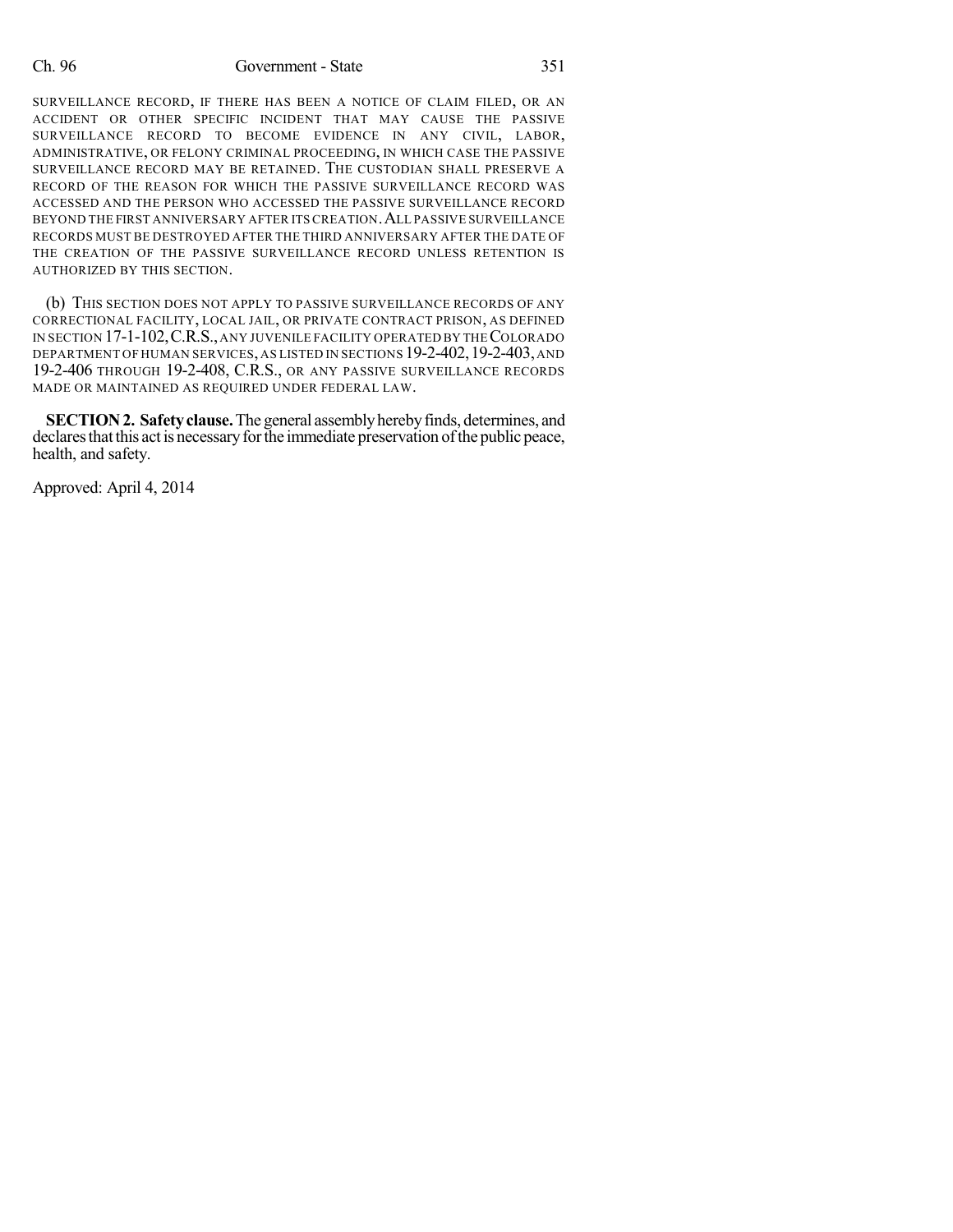SURVEILLANCE RECORD, IF THERE HAS BEEN A NOTICE OF CLAIM FILED, OR AN ACCIDENT OR OTHER SPECIFIC INCIDENT THAT MAY CAUSE THE PASSIVE SURVEILLANCE RECORD TO BECOME EVIDENCE IN ANY CIVIL, LABOR, ADMINISTRATIVE, OR FELONY CRIMINAL PROCEEDING, IN WHICH CASE THE PASSIVE SURVEILLANCE RECORD MAY BE RETAINED. THE CUSTODIAN SHALL PRESERVE A RECORD OF THE REASON FOR WHICH THE PASSIVE SURVEILLANCE RECORD WAS ACCESSED AND THE PERSON WHO ACCESSED THE PASSIVE SURVEILLANCE RECORD BEYOND THE FIRST ANNIVERSARY AFTER ITS CREATION. ALL PASSIVE SURVEILLANCE RECORDS MUST BE DESTROYED AFTER THE THIRD ANNIVERSARY AFTER THE DATE OF THE CREATION OF THE PASSIVE SURVEILLANCE RECORD UNLESS RETENTION IS AUTHORIZED BY THIS SECTION.

(b) THIS SECTION DOES NOT APPLY TO PASSIVE SURVEILLANCE RECORDS OF ANY CORRECTIONAL FACILITY, LOCAL JAIL, OR PRIVATE CONTRACT PRISON, AS DEFINED IN SECTION 17-1-102, C.R.S., ANY JUVENILE FACILITY OPERATED BY THE COLORADO DEPARTMENT OF HUMAN SERVICES, AS LISTED IN SECTIONS 19-2-402, 19-2-403, AND 19-2-406 THROUGH 19-2-408, C.R.S., OR ANY PASSIVE SURVEILLANCE RECORDS MADE OR MAINTAINED AS REQUIRED UNDER FEDERAL LAW.

**SECTION 2. Safety clause.** The general assembly hereby finds, determines, and declares that this act is necessary for the immediate preservation of the public peace, health, and safety.

Approved: April 4, 2014